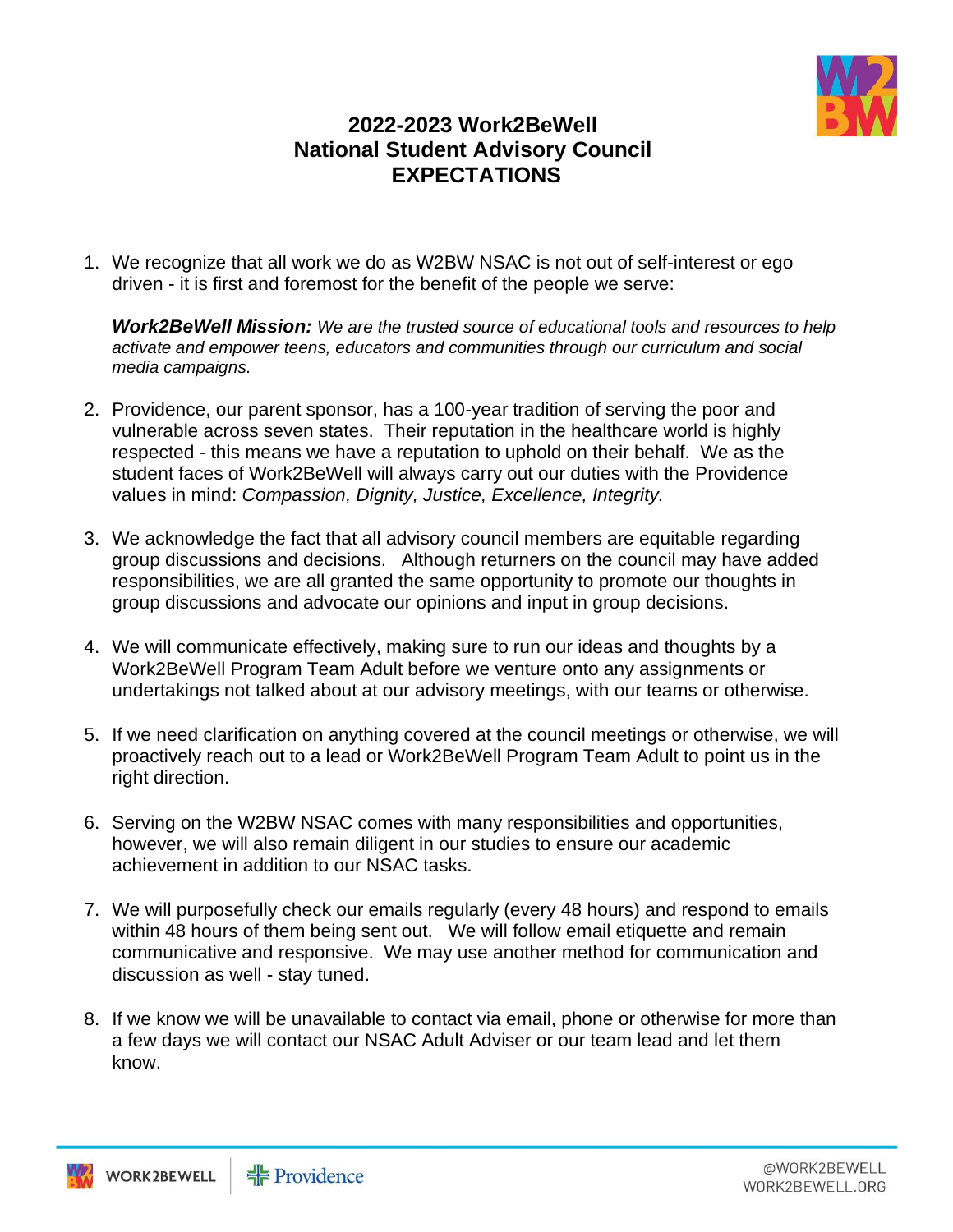# 2022-2023 Work2BeWell National Student Advisory Council EXPECTATIONS

1. We recognize that all work we do as W2BW NSAC is not out of self-interest or ego driven - it is first and foremost for the benefit of the people we serve:

   ***Work2BeWell Mission:*** *We are the trusted source of educational tools and resources to help activate and empower teens, educators and communities through our curriculum and social media campaigns.*

2. Providence, our parent sponsor, has a 100-year tradition of serving the poor and vulnerable across seven states. Their reputation in the healthcare world is highly respected - this means we have a reputation to uphold on their behalf. We as the student faces of Work2BeWell will always carry out our duties with the Providence values in mind: *Compassion, Dignity, Justice, Excellence, Integrity.*

3. We acknowledge the fact that all advisory council members are equitable regarding group discussions and decisions. Although returners on the council may have added responsibilities, we are all granted the same opportunity to promote our thoughts in group discussions and advocate our opinions and input in group decisions.

4. We will communicate effectively, making sure to run our ideas and thoughts by a Work2BeWell Program Team Adult before we venture onto any assignments or undertakings not talked about at our advisory meetings, with our teams or otherwise.

5. If we need clarification on anything covered at the council meetings or otherwise, we will proactively reach out to a lead or Work2BeWell Program Team Adult to point us in the right direction.

6. Serving on the W2BW NSAC comes with many responsibilities and opportunities, however, we will also remain diligent in our studies to ensure our academic achievement in addition to our NSAC tasks.

7. We will purposefully check our emails regularly (every 48 hours) and respond to emails within 48 hours of them being sent out. We will follow email etiquette and remain communicative and responsive. We may use another method for communication and discussion as well - stay tuned.

8. If we know we will be unavailable to contact via email, phone or otherwise for more than a few days we will contact our NSAC Adult Adviser or our team lead and let them know.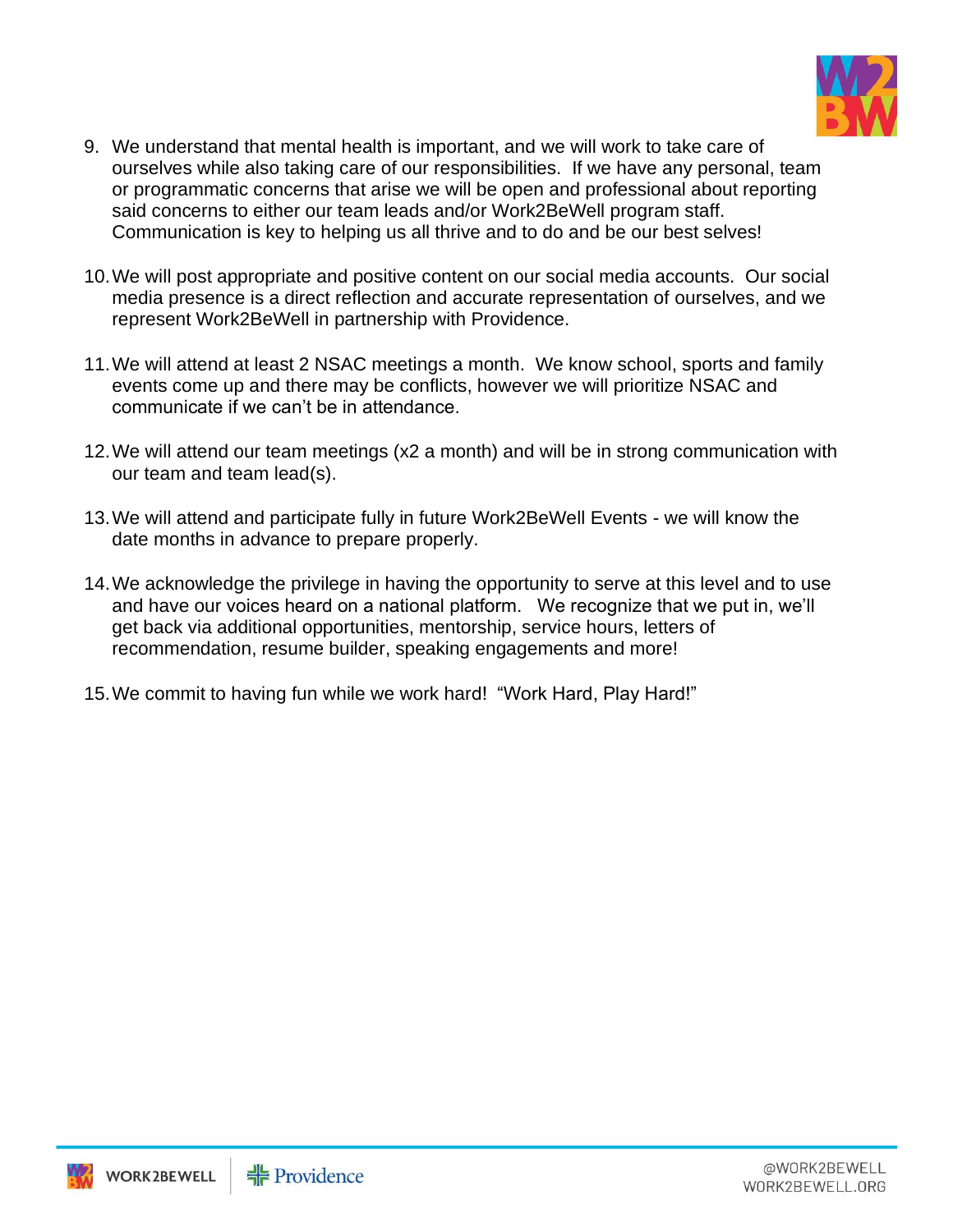9. We understand that mental health is important, and we will work to take care of ourselves while also taking care of our responsibilities. If we have any personal, team or programmatic concerns that arise we will be open and professional about reporting said concerns to either our team leads and/or Work2BeWell program staff. Communication is key to helping us all thrive and to do and be our best selves!

10. We will post appropriate and positive content on our social media accounts. Our social media presence is a direct reflection and accurate representation of ourselves, and we represent Work2BeWell in partnership with Providence.

11. We will attend at least 2 NSAC meetings a month. We know school, sports and family events come up and there may be conflicts, however we will prioritize NSAC and communicate if we can't be in attendance.

12. We will attend our team meetings (x2 a month) and will be in strong communication with our team and team lead(s).

13. We will attend and participate fully in future Work2BeWell Events - we will know the date months in advance to prepare properly.

14. We acknowledge the privilege in having the opportunity to serve at this level and to use and have our voices heard on a national platform. We recognize that we put in, we'll get back via additional opportunities, mentorship, service hours, letters of recommendation, resume builder, speaking engagements and more!

15. We commit to having fun while we work hard! "Work Hard, Play Hard!"